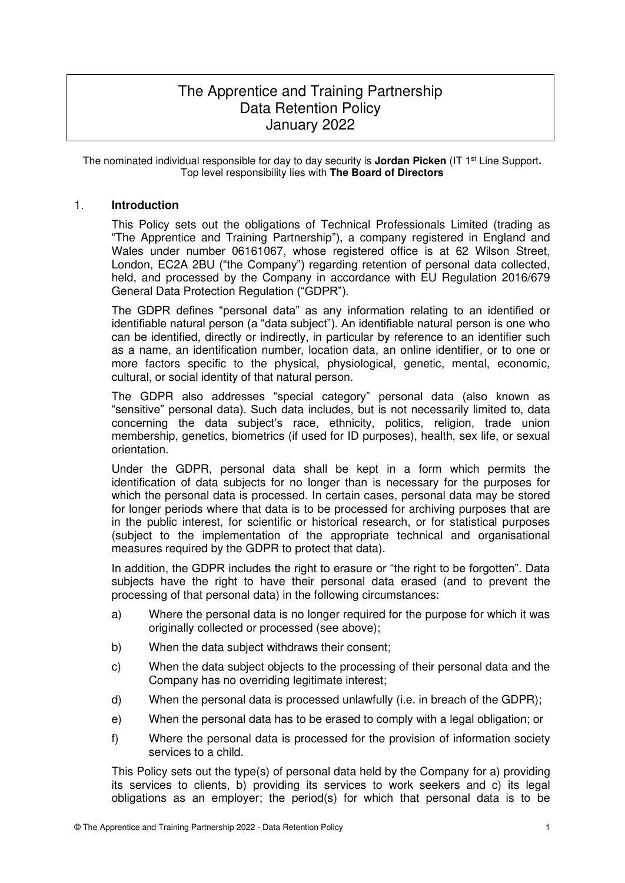# The Apprentice and Training Partnership
# Data Retention Policy
# January 2022

The nominated individual responsible for day to day security is **Jordan Picken** (IT 1st Line Support**.**
Top level responsibility lies with **The Board of Directors**

## 1. Introduction

This Policy sets out the obligations of Technical Professionals Limited (trading as "The Apprentice and Training Partnership"), a company registered in England and Wales under number 06161067, whose registered office is at 62 Wilson Street, London, EC2A 2BU ("the Company") regarding retention of personal data collected, held, and processed by the Company in accordance with EU Regulation 2016/679 General Data Protection Regulation ("GDPR").

The GDPR defines "personal data" as any information relating to an identified or identifiable natural person (a "data subject"). An identifiable natural person is one who can be identified, directly or indirectly, in particular by reference to an identifier such as a name, an identification number, location data, an online identifier, or to one or more factors specific to the physical, physiological, genetic, mental, economic, cultural, or social identity of that natural person.

The GDPR also addresses "special category" personal data (also known as "sensitive" personal data). Such data includes, but is not necessarily limited to, data concerning the data subject's race, ethnicity, politics, religion, trade union membership, genetics, biometrics (if used for ID purposes), health, sex life, or sexual orientation.

Under the GDPR, personal data shall be kept in a form which permits the identification of data subjects for no longer than is necessary for the purposes for which the personal data is processed. In certain cases, personal data may be stored for longer periods where that data is to be processed for archiving purposes that are in the public interest, for scientific or historical research, or for statistical purposes (subject to the implementation of the appropriate technical and organisational measures required by the GDPR to protect that data).

In addition, the GDPR includes the right to erasure or "the right to be forgotten". Data subjects have the right to have their personal data erased (and to prevent the processing of that personal data) in the following circumstances:

a) Where the personal data is no longer required for the purpose for which it was originally collected or processed (see above);

b) When the data subject withdraws their consent;

c) When the data subject objects to the processing of their personal data and the Company has no overriding legitimate interest;

d) When the personal data is processed unlawfully (i.e. in breach of the GDPR);

e) When the personal data has to be erased to comply with a legal obligation; or

f) Where the personal data is processed for the provision of information society services to a child.

This Policy sets out the type(s) of personal data held by the Company for a) providing its services to clients, b) providing its services to work seekers and c) its legal obligations as an employer; the period(s) for which that personal data is to be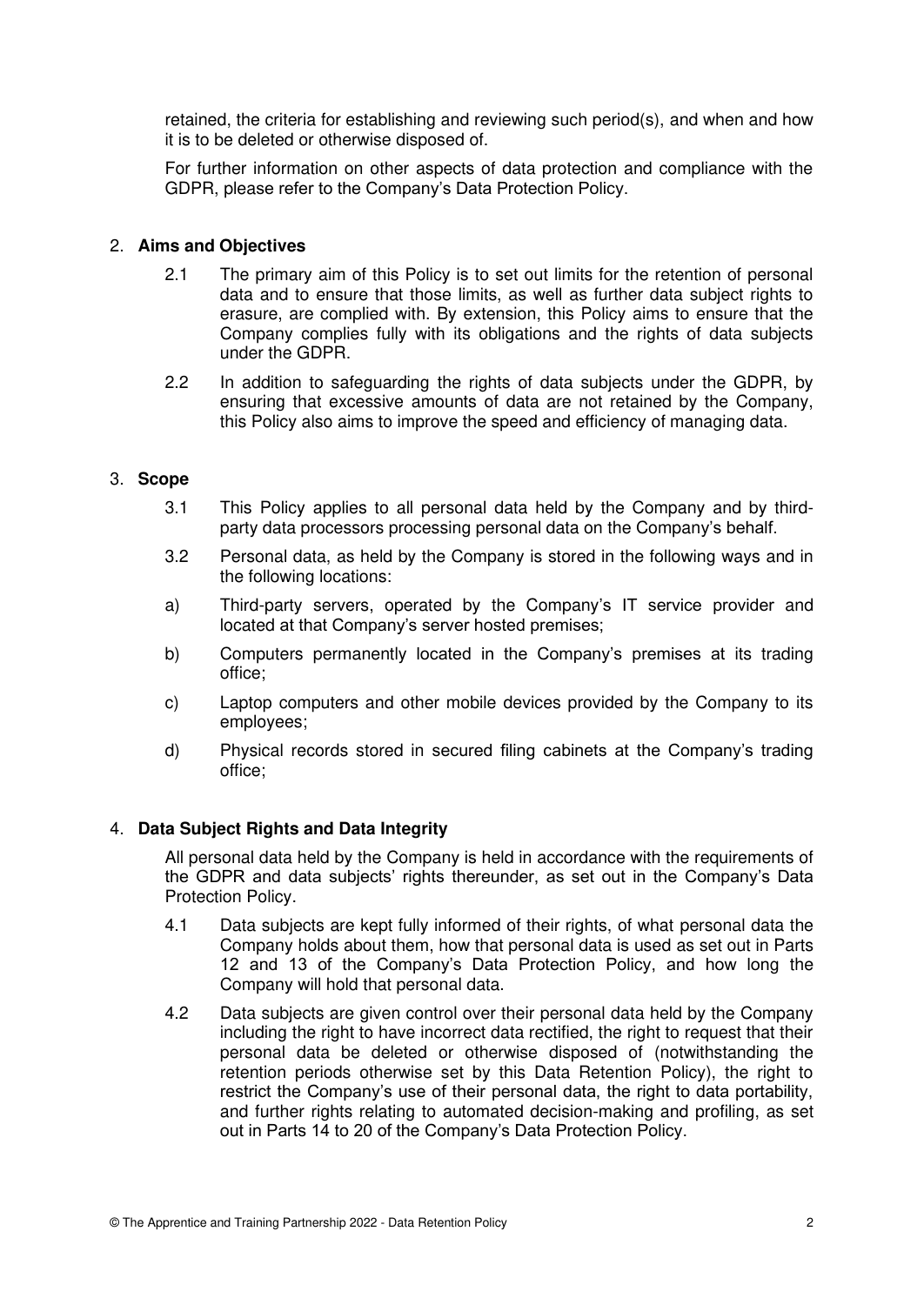retained, the criteria for establishing and reviewing such period(s), and when and how it is to be deleted or otherwise disposed of.

For further information on other aspects of data protection and compliance with the GDPR, please refer to the Company's Data Protection Policy.

## 2. **Aims and Objectives**

2.1 The primary aim of this Policy is to set out limits for the retention of personal data and to ensure that those limits, as well as further data subject rights to erasure, are complied with. By extension, this Policy aims to ensure that the Company complies fully with its obligations and the rights of data subjects under the GDPR.

2.2 In addition to safeguarding the rights of data subjects under the GDPR, by ensuring that excessive amounts of data are not retained by the Company, this Policy also aims to improve the speed and efficiency of managing data.

## 3. **Scope**

3.1 This Policy applies to all personal data held by the Company and by third-party data processors processing personal data on the Company's behalf.

3.2 Personal data, as held by the Company is stored in the following ways and in the following locations:

a) Third-party servers, operated by the Company's IT service provider and located at that Company's server hosted premises;

b) Computers permanently located in the Company's premises at its trading office;

c) Laptop computers and other mobile devices provided by the Company to its employees;

d) Physical records stored in secured filing cabinets at the Company's trading office;

## 4. **Data Subject Rights and Data Integrity**

All personal data held by the Company is held in accordance with the requirements of the GDPR and data subjects' rights thereunder, as set out in the Company's Data Protection Policy.

4.1 Data subjects are kept fully informed of their rights, of what personal data the Company holds about them, how that personal data is used as set out in Parts 12 and 13 of the Company's Data Protection Policy, and how long the Company will hold that personal data.

4.2 Data subjects are given control over their personal data held by the Company including the right to have incorrect data rectified, the right to request that their personal data be deleted or otherwise disposed of (notwithstanding the retention periods otherwise set by this Data Retention Policy), the right to restrict the Company's use of their personal data, the right to data portability, and further rights relating to automated decision-making and profiling, as set out in Parts 14 to 20 of the Company's Data Protection Policy.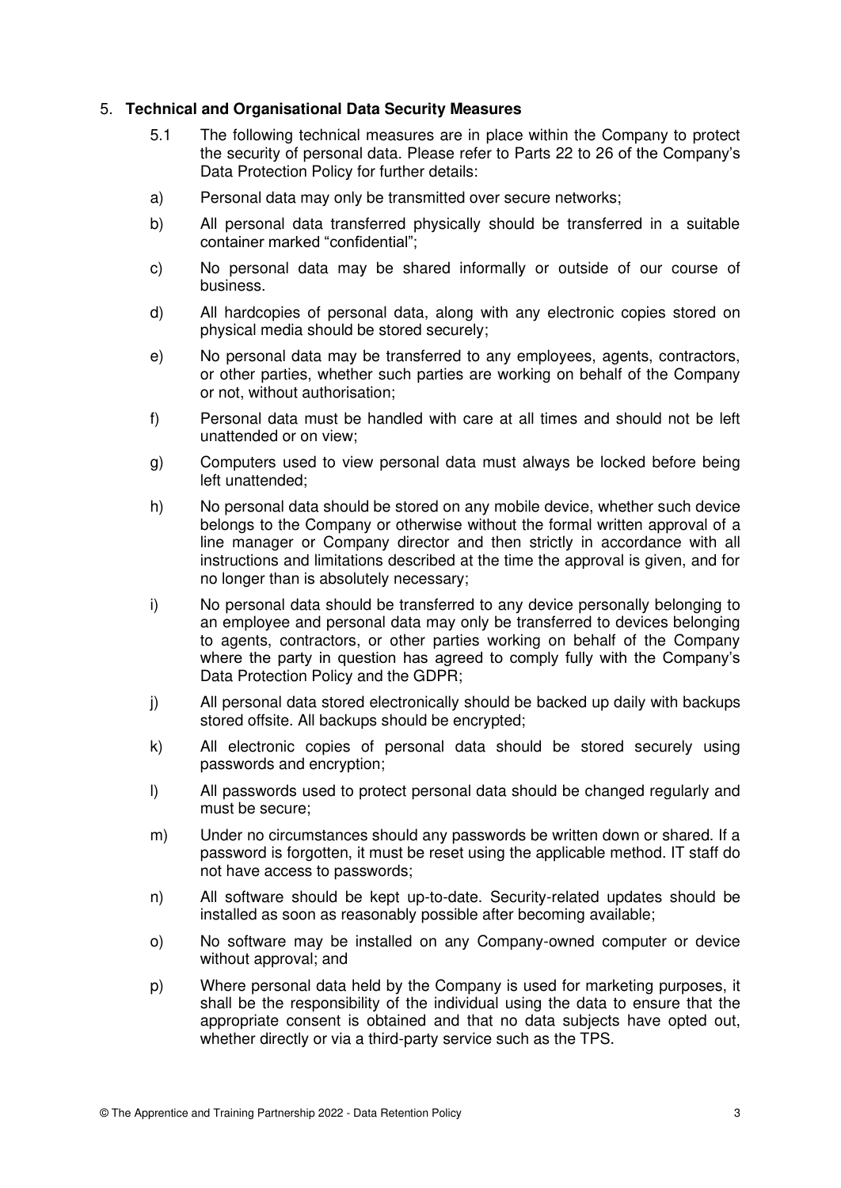## 5. **Technical and Organisational Data Security Measures**

5.1 The following technical measures are in place within the Company to protect the security of personal data. Please refer to Parts 22 to 26 of the Company's Data Protection Policy for further details:

a) Personal data may only be transmitted over secure networks;

b) All personal data transferred physically should be transferred in a suitable container marked "confidential";

c) No personal data may be shared informally or outside of our course of business.

d) All hardcopies of personal data, along with any electronic copies stored on physical media should be stored securely;

e) No personal data may be transferred to any employees, agents, contractors, or other parties, whether such parties are working on behalf of the Company or not, without authorisation;

f) Personal data must be handled with care at all times and should not be left unattended or on view;

g) Computers used to view personal data must always be locked before being left unattended;

h) No personal data should be stored on any mobile device, whether such device belongs to the Company or otherwise without the formal written approval of a line manager or Company director and then strictly in accordance with all instructions and limitations described at the time the approval is given, and for no longer than is absolutely necessary;

i) No personal data should be transferred to any device personally belonging to an employee and personal data may only be transferred to devices belonging to agents, contractors, or other parties working on behalf of the Company where the party in question has agreed to comply fully with the Company's Data Protection Policy and the GDPR;

j) All personal data stored electronically should be backed up daily with backups stored offsite. All backups should be encrypted;

k) All electronic copies of personal data should be stored securely using passwords and encryption;

l) All passwords used to protect personal data should be changed regularly and must be secure;

m) Under no circumstances should any passwords be written down or shared. If a password is forgotten, it must be reset using the applicable method. IT staff do not have access to passwords;

n) All software should be kept up-to-date. Security-related updates should be installed as soon as reasonably possible after becoming available;

o) No software may be installed on any Company-owned computer or device without approval; and

p) Where personal data held by the Company is used for marketing purposes, it shall be the responsibility of the individual using the data to ensure that the appropriate consent is obtained and that no data subjects have opted out, whether directly or via a third-party service such as the TPS.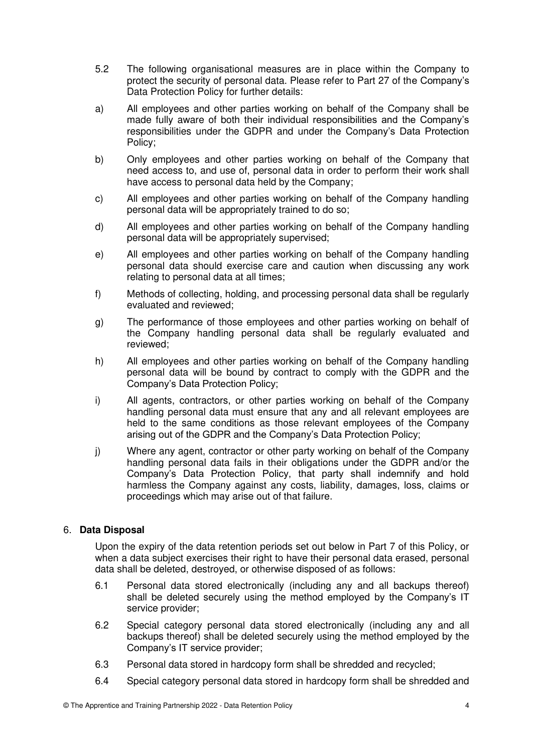5.2 The following organisational measures are in place within the Company to protect the security of personal data. Please refer to Part 27 of the Company's Data Protection Policy for further details:

a) All employees and other parties working on behalf of the Company shall be made fully aware of both their individual responsibilities and the Company's responsibilities under the GDPR and under the Company's Data Protection Policy;

b) Only employees and other parties working on behalf of the Company that need access to, and use of, personal data in order to perform their work shall have access to personal data held by the Company;

c) All employees and other parties working on behalf of the Company handling personal data will be appropriately trained to do so;

d) All employees and other parties working on behalf of the Company handling personal data will be appropriately supervised;

e) All employees and other parties working on behalf of the Company handling personal data should exercise care and caution when discussing any work relating to personal data at all times;

f) Methods of collecting, holding, and processing personal data shall be regularly evaluated and reviewed;

g) The performance of those employees and other parties working on behalf of the Company handling personal data shall be regularly evaluated and reviewed;

h) All employees and other parties working on behalf of the Company handling personal data will be bound by contract to comply with the GDPR and the Company's Data Protection Policy;

i) All agents, contractors, or other parties working on behalf of the Company handling personal data must ensure that any and all relevant employees are held to the same conditions as those relevant employees of the Company arising out of the GDPR and the Company's Data Protection Policy;

j) Where any agent, contractor or other party working on behalf of the Company handling personal data fails in their obligations under the GDPR and/or the Company's Data Protection Policy, that party shall indemnify and hold harmless the Company against any costs, liability, damages, loss, claims or proceedings which may arise out of that failure.

## 6. **Data Disposal**

Upon the expiry of the data retention periods set out below in Part 7 of this Policy, or when a data subject exercises their right to have their personal data erased, personal data shall be deleted, destroyed, or otherwise disposed of as follows:

6.1 Personal data stored electronically (including any and all backups thereof) shall be deleted securely using the method employed by the Company's IT service provider;

6.2 Special category personal data stored electronically (including any and all backups thereof) shall be deleted securely using the method employed by the Company's IT service provider;

6.3 Personal data stored in hardcopy form shall be shredded and recycled;

6.4 Special category personal data stored in hardcopy form shall be shredded and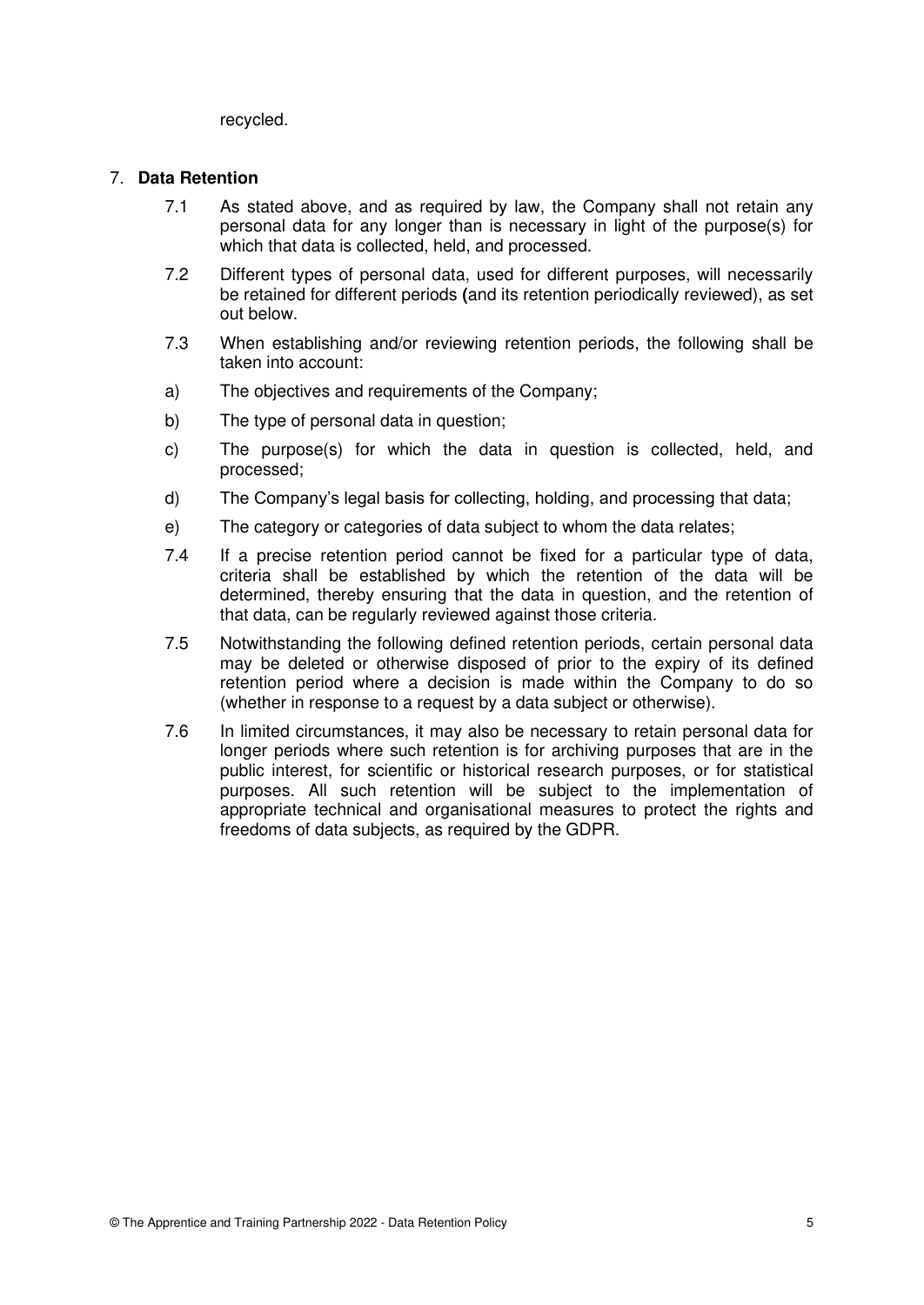recycled.

## 7. **Data Retention**

7.1 As stated above, and as required by law, the Company shall not retain any personal data for any longer than is necessary in light of the purpose(s) for which that data is collected, held, and processed.

7.2 Different types of personal data, used for different purposes, will necessarily be retained for different periods **(**and its retention periodically reviewed), as set out below.

7.3 When establishing and/or reviewing retention periods, the following shall be taken into account:

a) The objectives and requirements of the Company;

b) The type of personal data in question;

c) The purpose(s) for which the data in question is collected, held, and processed;

d) The Company's legal basis for collecting, holding, and processing that data;

e) The category or categories of data subject to whom the data relates;

7.4 If a precise retention period cannot be fixed for a particular type of data, criteria shall be established by which the retention of the data will be determined, thereby ensuring that the data in question, and the retention of that data, can be regularly reviewed against those criteria.

7.5 Notwithstanding the following defined retention periods, certain personal data may be deleted or otherwise disposed of prior to the expiry of its defined retention period where a decision is made within the Company to do so (whether in response to a request by a data subject or otherwise).

7.6 In limited circumstances, it may also be necessary to retain personal data for longer periods where such retention is for archiving purposes that are in the public interest, for scientific or historical research purposes, or for statistical purposes. All such retention will be subject to the implementation of appropriate technical and organisational measures to protect the rights and freedoms of data subjects, as required by the GDPR.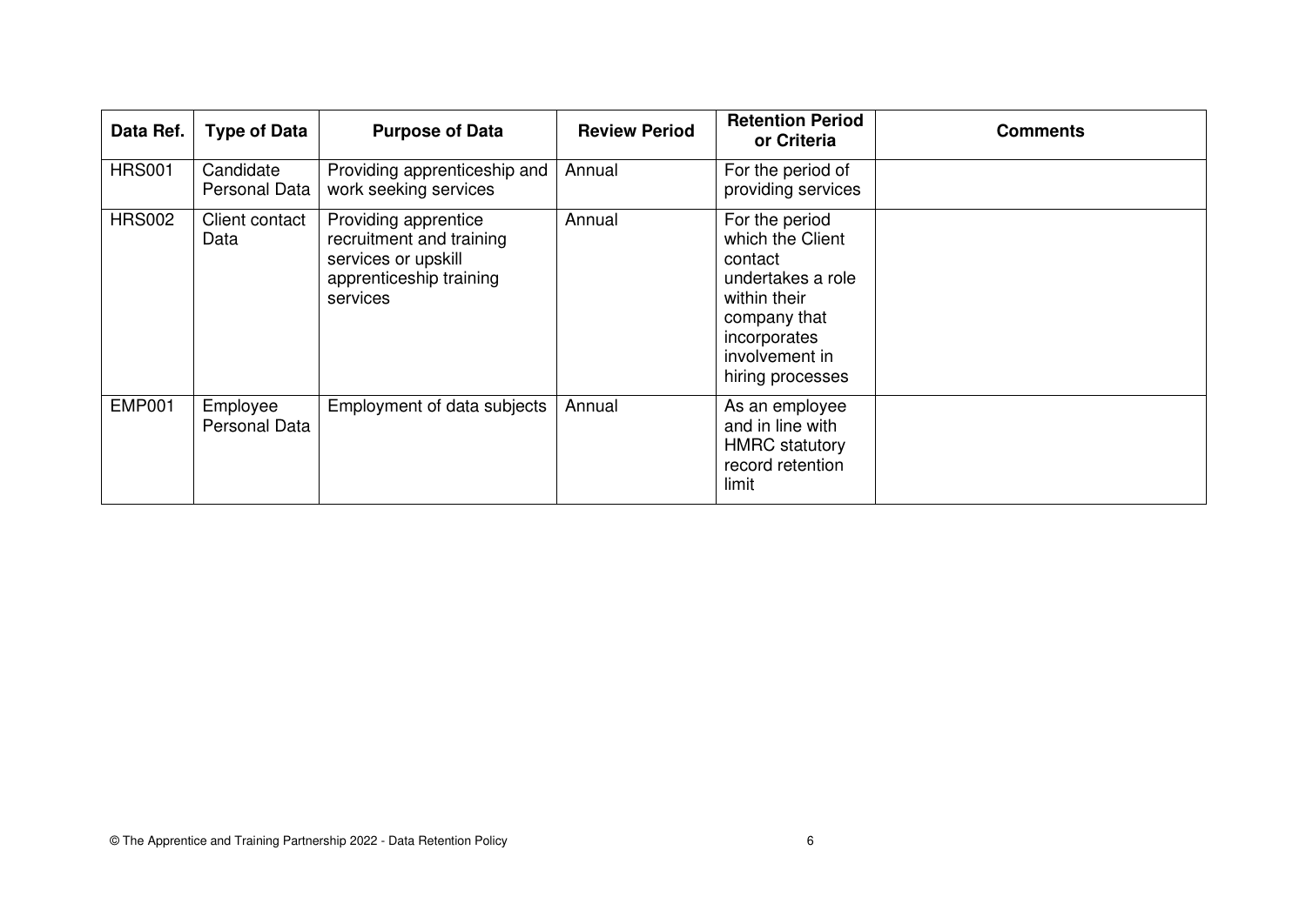| Data Ref. | Type of Data | Purpose of Data | Review Period | Retention Period or Criteria | Comments |
|---|---|---|---|---|---|
| HRS001 | Candidate Personal Data | Providing apprenticeship and work seeking services | Annual | For the period of providing services | |
| HRS002 | Client contact Data | Providing apprentice recruitment and training services or upskill apprenticeship training services | Annual | For the period which the Client contact undertakes a role within their company that incorporates involvement in hiring processes | |
| EMP001 | Employee Personal Data | Employment of data subjects | Annual | As an employee and in line with HMRC statutory record retention limit | |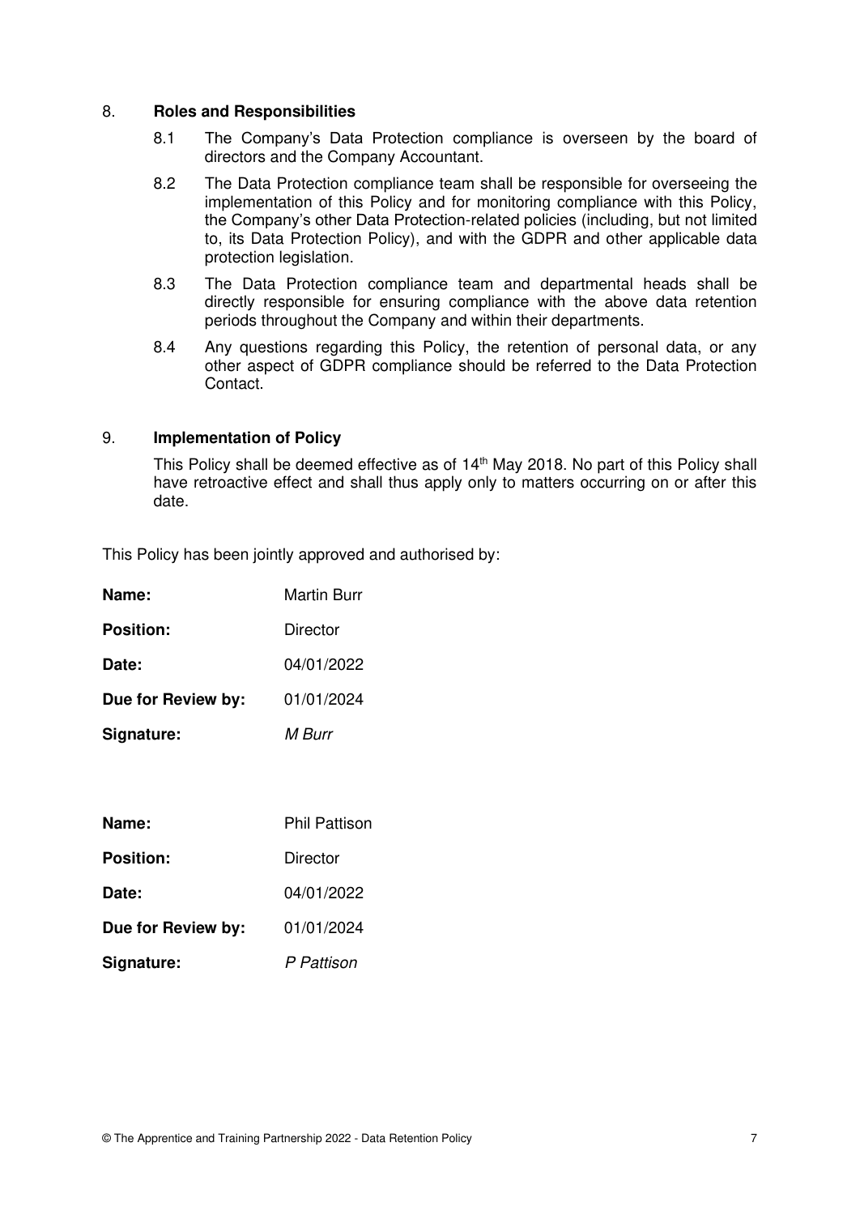## 8. Roles and Responsibilities

8.1 The Company's Data Protection compliance is overseen by the board of directors and the Company Accountant.

8.2 The Data Protection compliance team shall be responsible for overseeing the implementation of this Policy and for monitoring compliance with this Policy, the Company's other Data Protection-related policies (including, but not limited to, its Data Protection Policy), and with the GDPR and other applicable data protection legislation.

8.3 The Data Protection compliance team and departmental heads shall be directly responsible for ensuring compliance with the above data retention periods throughout the Company and within their departments.

8.4 Any questions regarding this Policy, the retention of personal data, or any other aspect of GDPR compliance should be referred to the Data Protection Contact.

## 9. Implementation of Policy

This Policy shall be deemed effective as of 14th May 2018. No part of this Policy shall have retroactive effect and shall thus apply only to matters occurring on or after this date.

This Policy has been jointly approved and authorised by:

**Name:** Martin Burr

**Position:** Director

**Date:** 04/01/2022

**Due for Review by:** 01/01/2024

**Signature:** *M Burr*

**Name:** Phil Pattison

**Position:** Director

**Date:** 04/01/2022

**Due for Review by:** 01/01/2024

**Signature:** *P Pattison*